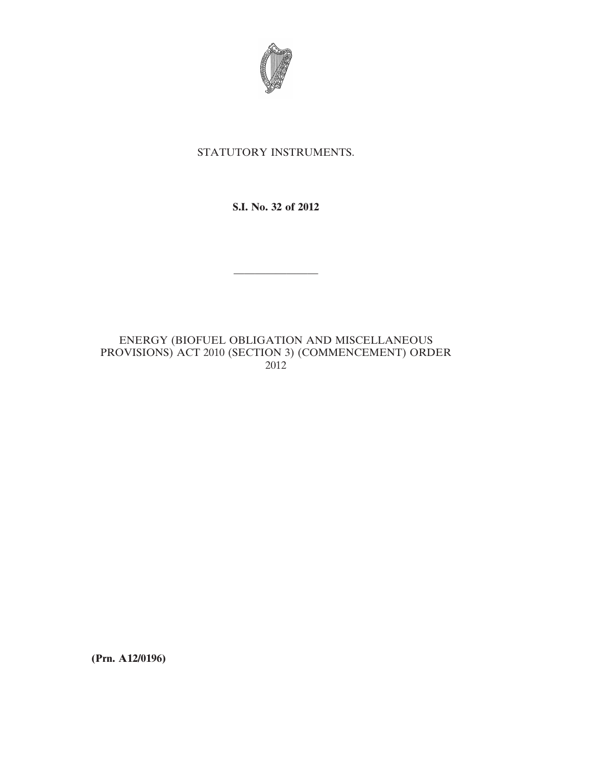STATUTORY INSTRUMENTS.

**S.I. No. 32 of 2012**

---

ENERGY (BIOFUEL OBLIGATION AND MISCELLANEOUS PROVISIONS) ACT 2010 (SECTION 3) (COMMENCEMENT) ORDER 2012

**(Prn. A12/0196)**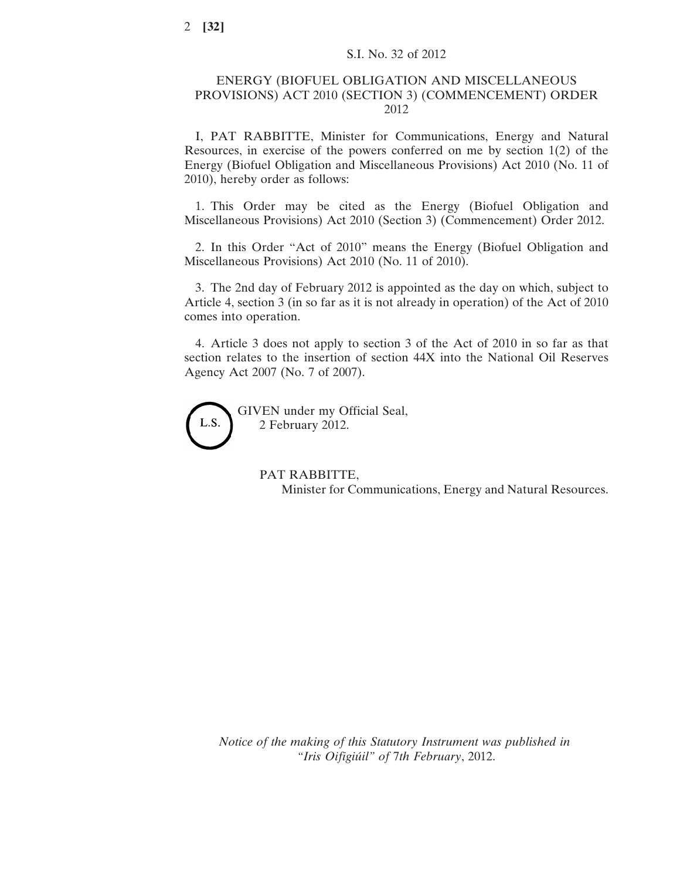S.I. No. 32 of 2012

# ENERGY (BIOFUEL OBLIGATION AND MISCELLANEOUS PROVISIONS) ACT 2010 (SECTION 3) (COMMENCEMENT) ORDER 2012

I, PAT RABBITTE, Minister for Communications, Energy and Natural Resources, in exercise of the powers conferred on me by section 1(2) of the Energy (Biofuel Obligation and Miscellaneous Provisions) Act 2010 (No. 11 of 2010), hereby order as follows:

1. This Order may be cited as the Energy (Biofuel Obligation and Miscellaneous Provisions) Act 2010 (Section 3) (Commencement) Order 2012.

2. In this Order "Act of 2010" means the Energy (Biofuel Obligation and Miscellaneous Provisions) Act 2010 (No. 11 of 2010).

3. The 2nd day of February 2012 is appointed as the day on which, subject to Article 4, section 3 (in so far as it is not already in operation) of the Act of 2010 comes into operation.

4. Article 3 does not apply to section 3 of the Act of 2010 in so far as that section relates to the insertion of section 44X into the National Oil Reserves Agency Act 2007 (No. 7 of 2007).

L.S.

GIVEN under my Official Seal,
2 February 2012.

PAT RABBITTE,
Minister for Communications, Energy and Natural Resources.

*Notice of the making of this Statutory Instrument was published in "Iris Oifigiúil" of 7th February, 2012.*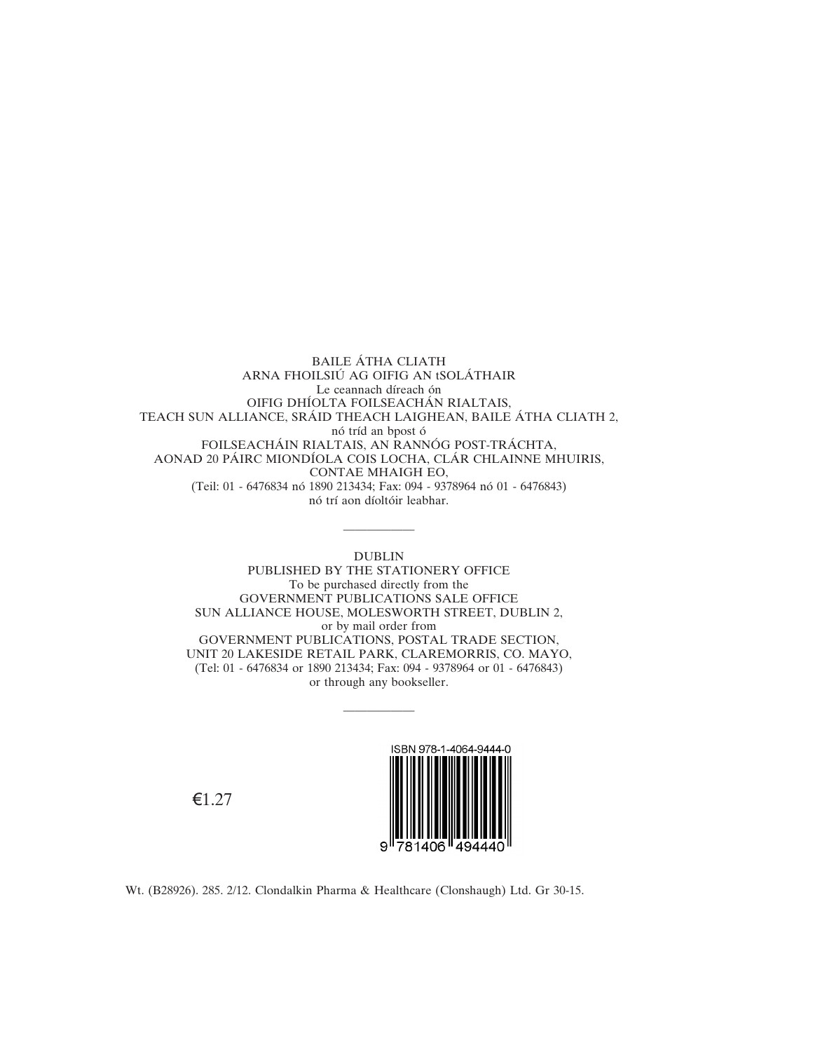BAILE ÁTHA CLIATH
ARNA FHOILSIÚ AG OIFIG AN tSOLÁTHAIR
Le ceannach díreach ón
OIFIG DHÍOLTA FOILSEACHÁN RIALTAIS,
TEACH SUN ALLIANCE, SRÁID THEACH LAIGHEAN, BAILE ÁTHA CLIATH 2,
nó tríd an bpost ó
FOILSEACHÁIN RIALTAIS, AN RANNÓG POST-TRÁCHTA,
AONAD 20 PÁIRC MIONDÍOLA COIS LOCHA, CLÁR CHLAINNE MHUIRIS,
CONTAE MHAIGH EO,
(Teil: 01 - 6476834 nó 1890 213434; Fax: 094 - 9378964 nó 01 - 6476843)
nó trí aon díoltóir leabhar.

---

DUBLIN
PUBLISHED BY THE STATIONERY OFFICE
To be purchased directly from the
GOVERNMENT PUBLICATIONS SALE OFFICE
SUN ALLIANCE HOUSE, MOLESWORTH STREET, DUBLIN 2,
or by mail order from
GOVERNMENT PUBLICATIONS, POSTAL TRADE SECTION,
UNIT 20 LAKESIDE RETAIL PARK, CLAREMORRIS, CO. MAYO,
(Tel: 01 - 6476834 or 1890 213434; Fax: 094 - 9378964 or 01 - 6476843)
or through any bookseller.

---

€1.27

ISBN 978-1-4064-9444-0

9 781406 494440

Wt. (B28926). 285. 2/12. Clondalkin Pharma & Healthcare (Clonshaugh) Ltd. Gr 30-15.